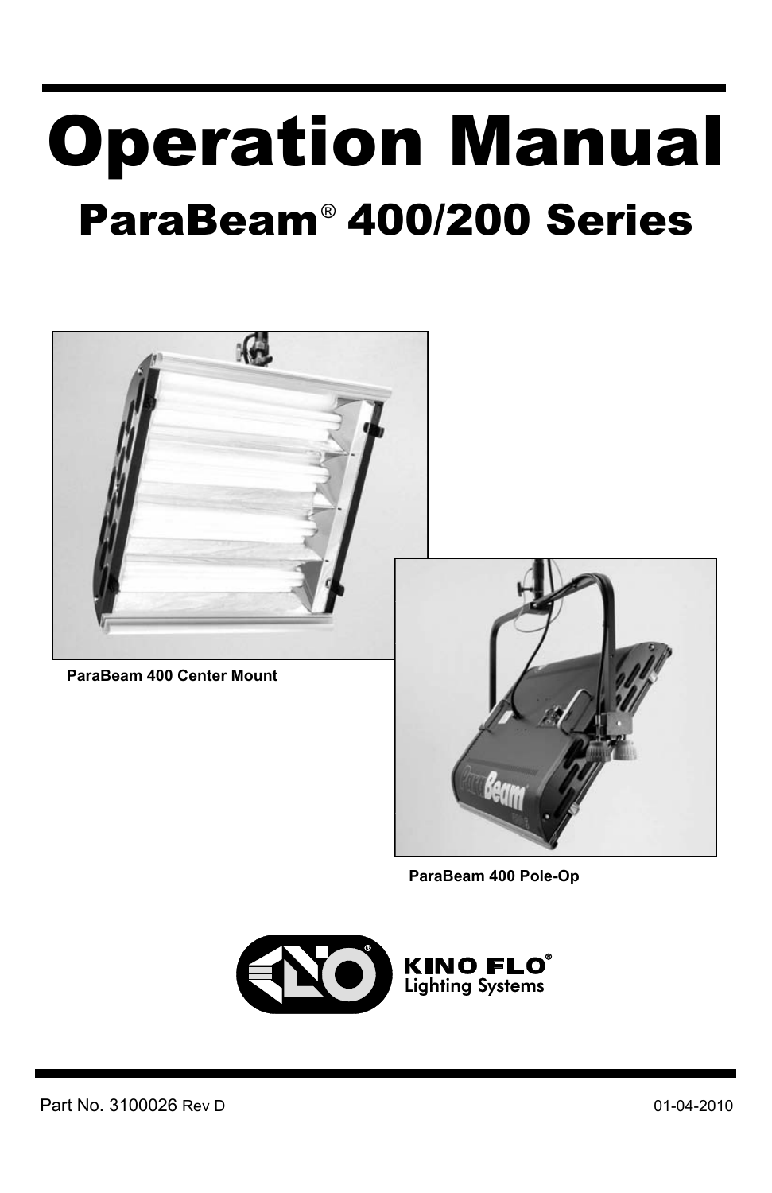# Operation Manual

## ParaBeam® 400/200 Series

ParaBeam 400 Center Mount

ParaBeam 400 Pole-Op

KINO FLO® Lighting Systems

Part No. 3100026 Rev D

01-04-2010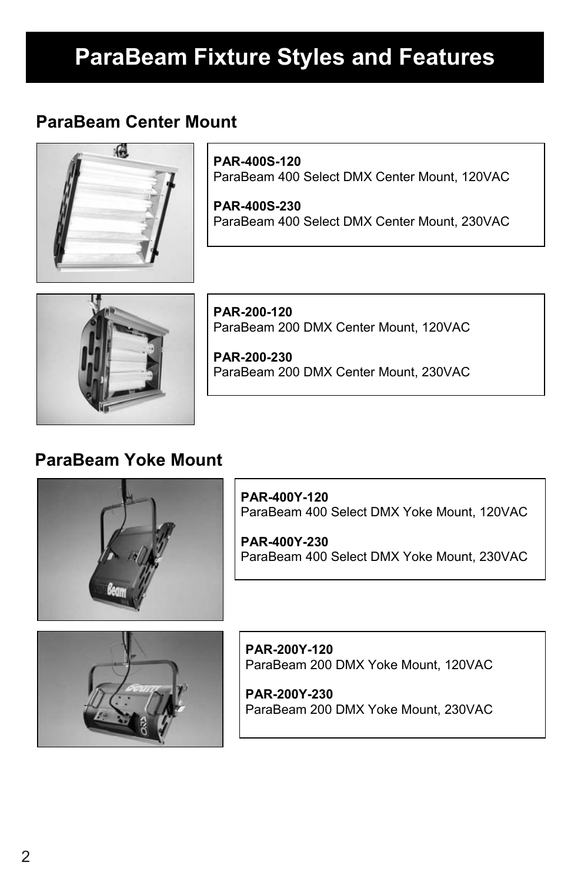# ParaBeam Fixture Styles and Features

## ParaBeam Center Mount

**PAR-400S-120**
ParaBeam 400 Select DMX Center Mount, 120VAC

**PAR-400S-230**
ParaBeam 400 Select DMX Center Mount, 230VAC

**PAR-200-120**
ParaBeam 200 DMX Center Mount, 120VAC

**PAR-200-230**
ParaBeam 200 DMX Center Mount, 230VAC

## ParaBeam Yoke Mount

**PAR-400Y-120**
ParaBeam 400 Select DMX Yoke Mount, 120VAC

**PAR-400Y-230**
ParaBeam 400 Select DMX Yoke Mount, 230VAC

**PAR-200Y-120**
ParaBeam 200 DMX Yoke Mount, 120VAC

**PAR-200Y-230**
ParaBeam 200 DMX Yoke Mount, 230VAC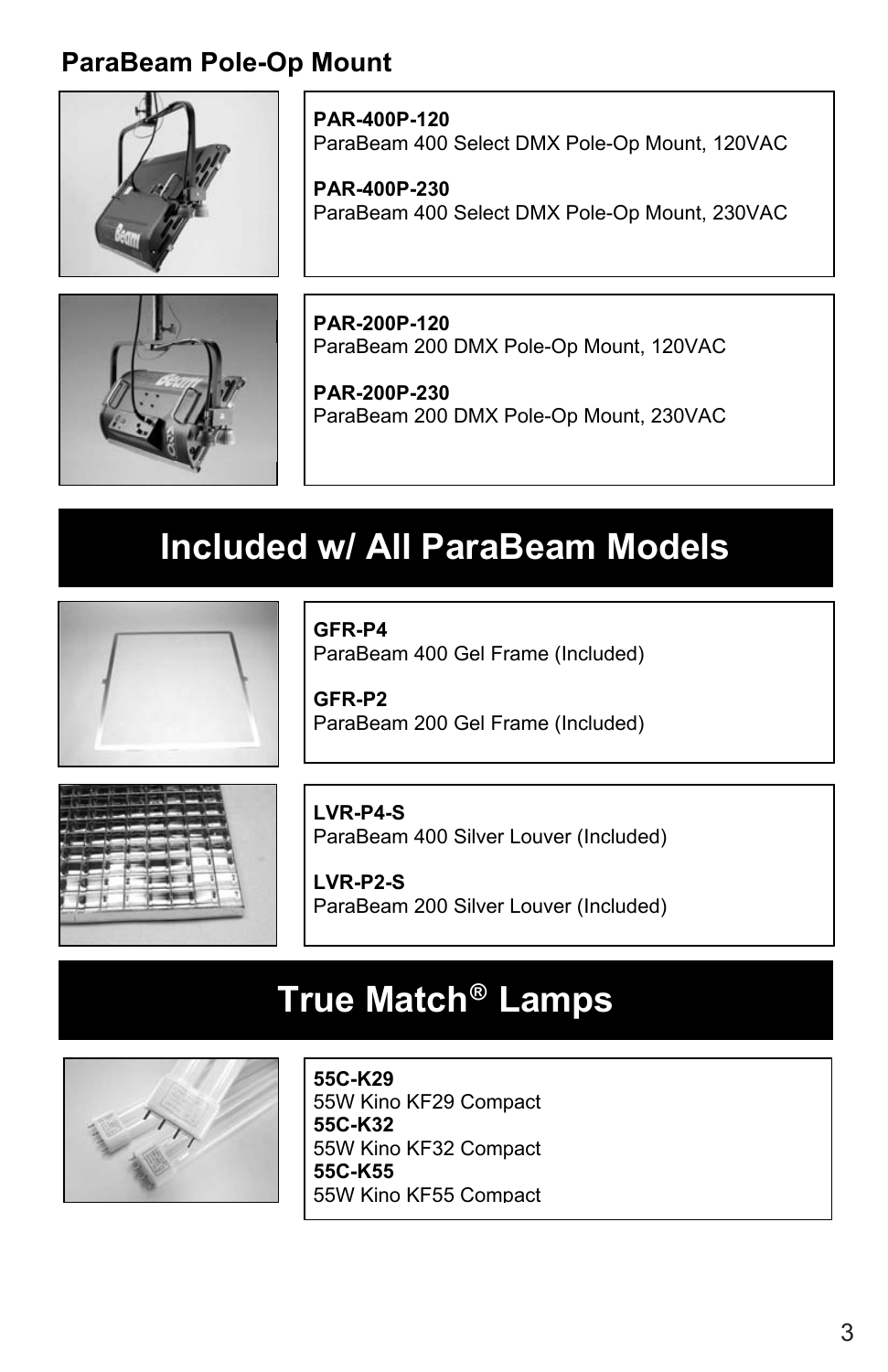## ParaBeam Pole-Op Mount

**PAR-400P-120**
ParaBeam 400 Select DMX Pole-Op Mount, 120VAC

**PAR-400P-230**
ParaBeam 400 Select DMX Pole-Op Mount, 230VAC

**PAR-200P-120**
ParaBeam 200 DMX Pole-Op Mount, 120VAC

**PAR-200P-230**
ParaBeam 200 DMX Pole-Op Mount, 230VAC

# Included w/ All ParaBeam Models

**GFR-P4**
ParaBeam 400 Gel Frame (Included)

**GFR-P2**
ParaBeam 200 Gel Frame (Included)

**LVR-P4-S**
ParaBeam 400 Silver Louver (Included)

**LVR-P2-S**
ParaBeam 200 Silver Louver (Included)

# True Match® Lamps

**55C-K29**
55W Kino KF29 Compact
**55C-K32**
55W Kino KF32 Compact
**55C-K55**
55W Kino KF55 Compact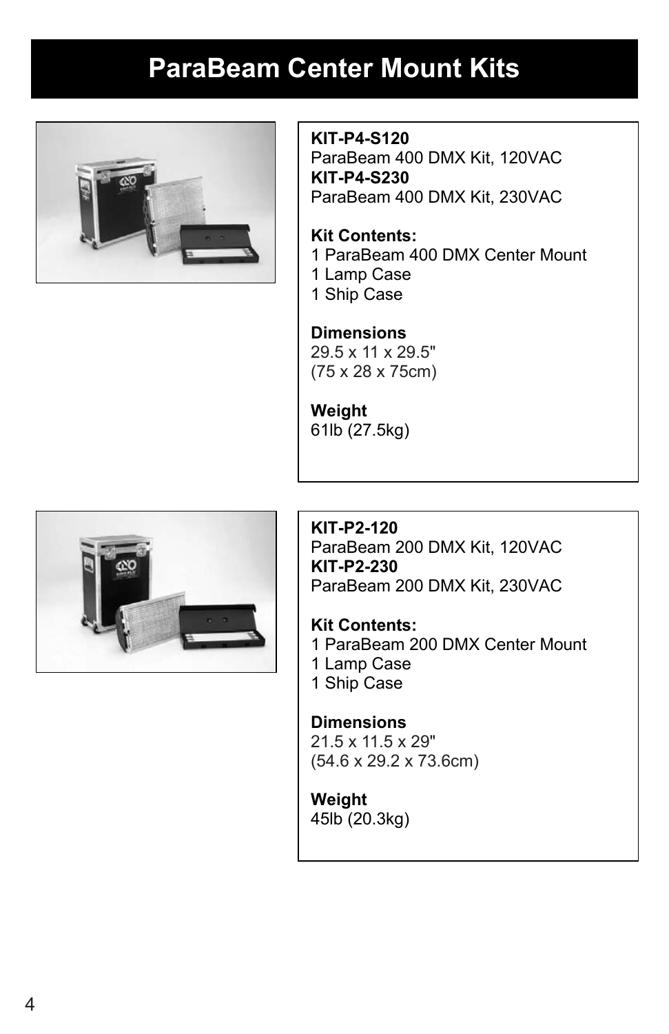# ParaBeam Center Mount Kits

**KIT-P4-S120**
ParaBeam 400 DMX Kit, 120VAC
**KIT-P4-S230**
ParaBeam 400 DMX Kit, 230VAC

**Kit Contents:**
1 ParaBeam 400 DMX Center Mount
1 Lamp Case
1 Ship Case

**Dimensions**
29.5 x 11 x 29.5"
(75 x 28 x 75cm)

**Weight**
61lb (27.5kg)

**KIT-P2-120**
ParaBeam 200 DMX Kit, 120VAC
**KIT-P2-230**
ParaBeam 200 DMX Kit, 230VAC

**Kit Contents:**
1 ParaBeam 200 DMX Center Mount
1 Lamp Case
1 Ship Case

**Dimensions**
21.5 x 11.5 x 29"
(54.6 x 29.2 x 73.6cm)

**Weight**
45lb (20.3kg)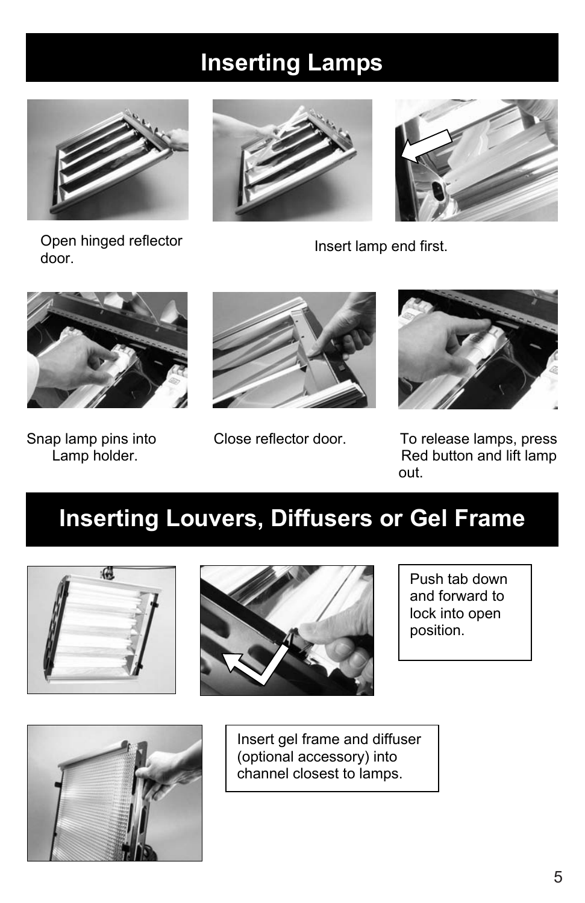# Inserting Lamps

Open hinged reflector door.

Insert lamp end first.

Snap lamp pins into Lamp holder.

Close reflector door.

To release lamps, press Red button and lift lamp out.

# Inserting Louvers, Diffusers or Gel Frame

Push tab down and forward to lock into open position.

Insert gel frame and diffuser (optional accessory) into channel closest to lamps.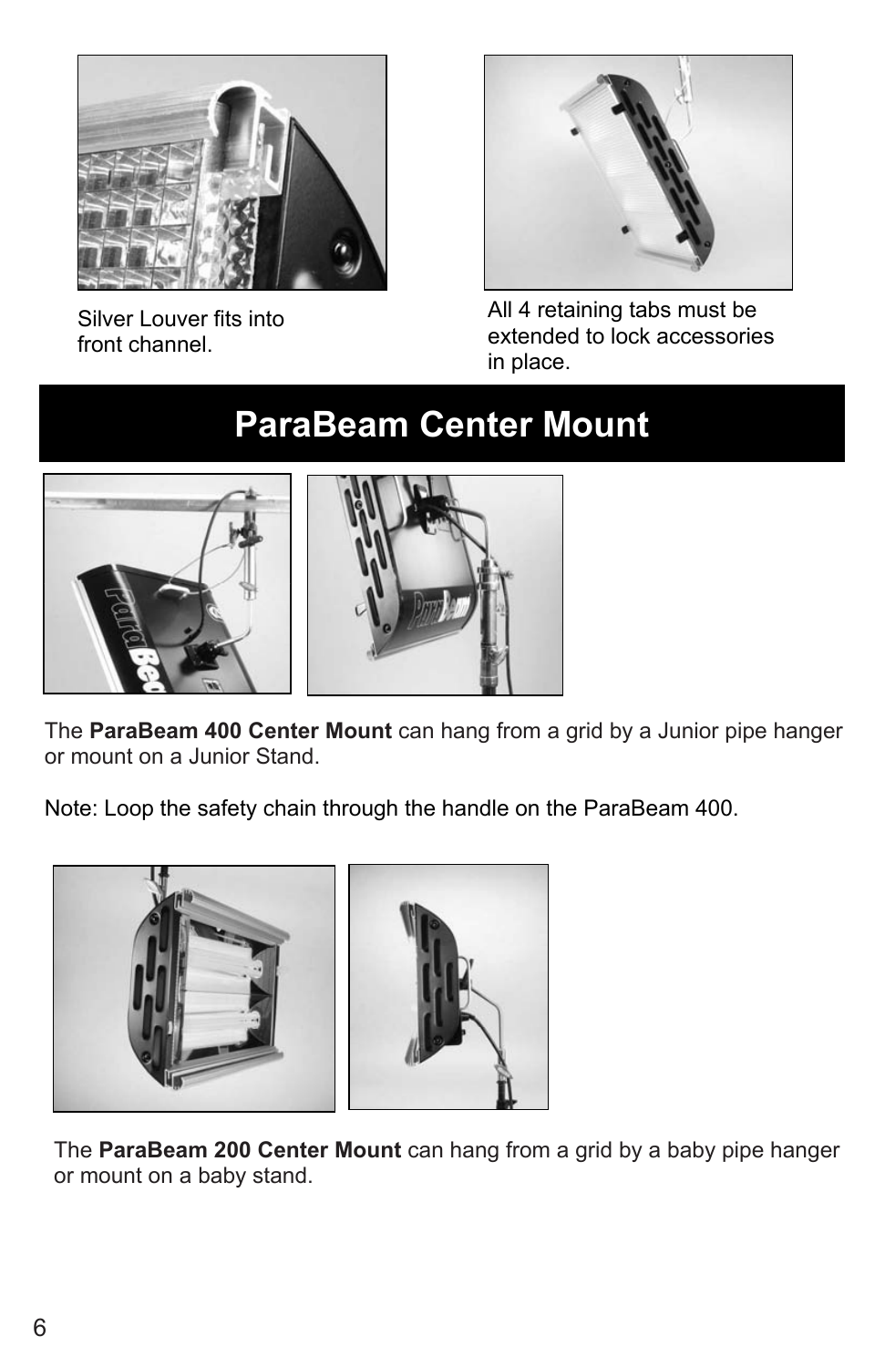Silver Louver fits into front channel.

All 4 retaining tabs must be extended to lock accessories in place.

# ParaBeam Center Mount

The **ParaBeam 400 Center Mount** can hang from a grid by a Junior pipe hanger or mount on a Junior Stand.

Note: Loop the safety chain through the handle on the ParaBeam 400.

The **ParaBeam 200 Center Mount** can hang from a grid by a baby pipe hanger or mount on a baby stand.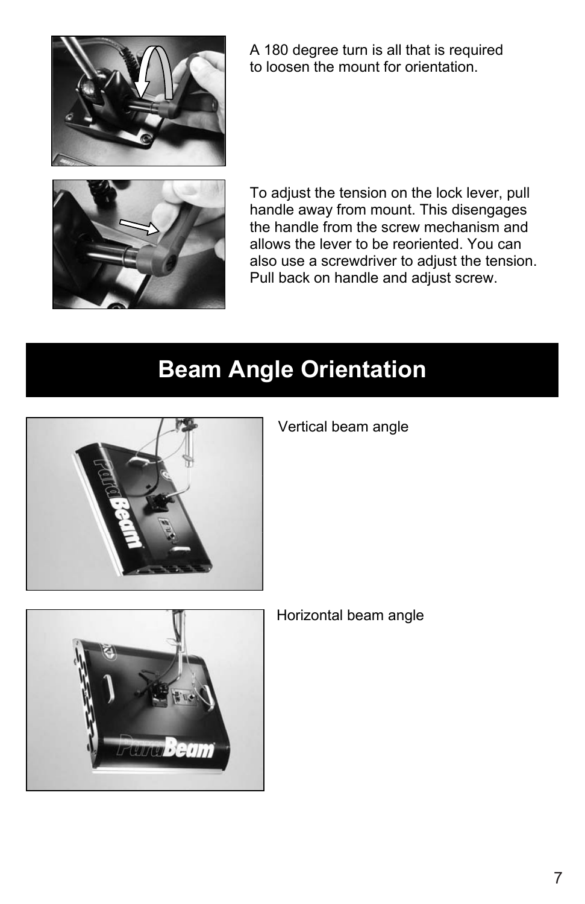A 180 degree turn is all that is required to loosen the mount for orientation.

To adjust the tension on the lock lever, pull handle away from mount. This disengages the handle from the screw mechanism and allows the lever to be reoriented. You can also use a screwdriver to adjust the tension. Pull back on handle and adjust screw.

# Beam Angle Orientation

Vertical beam angle

Horizontal beam angle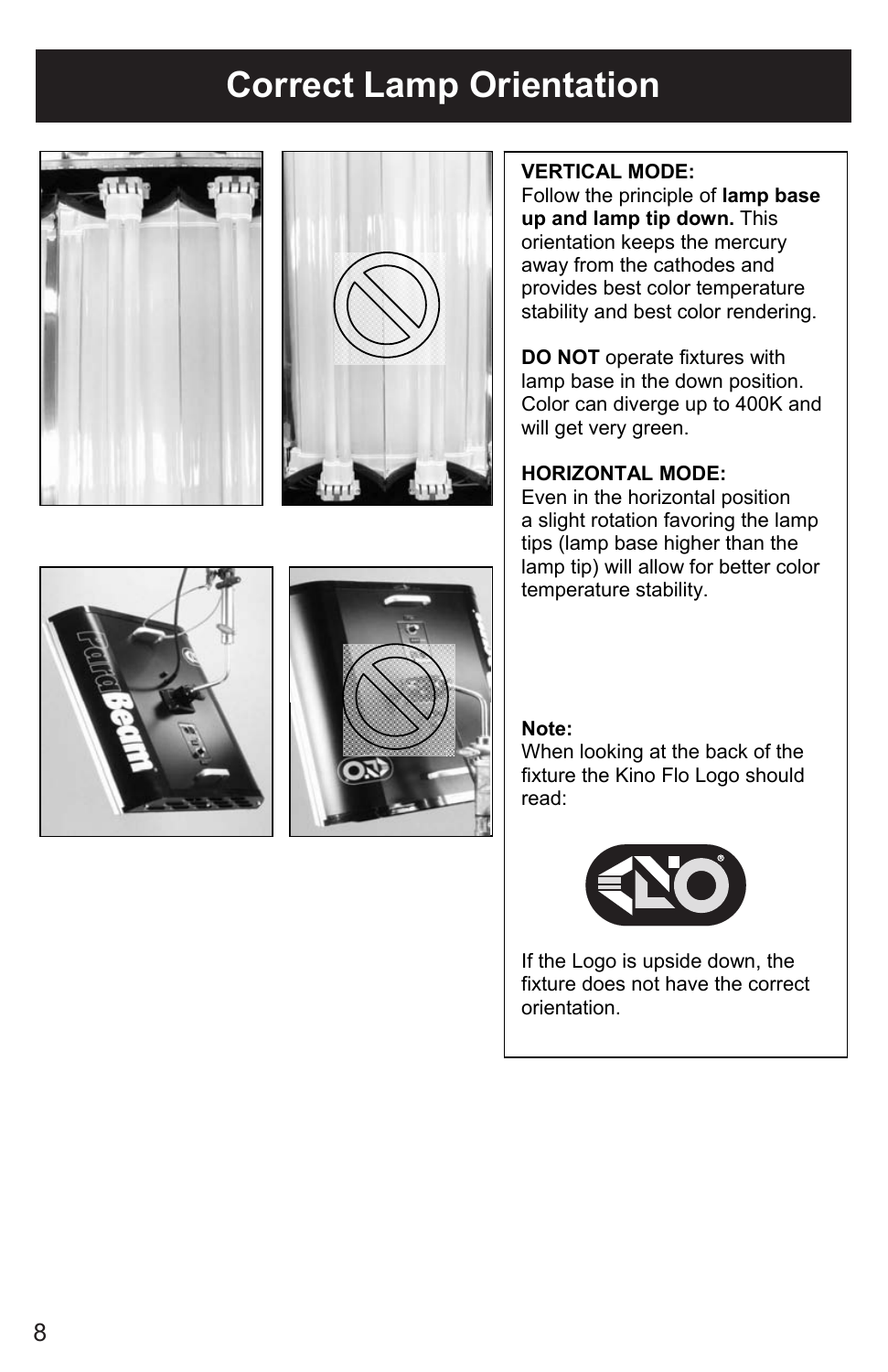# Correct Lamp Orientation

**VERTICAL MODE:**
Follow the principle of **lamp base up and lamp tip down.** This orientation keeps the mercury away from the cathodes and provides best color temperature stability and best color rendering.

**DO NOT** operate fixtures with lamp base in the down position. Color can diverge up to 400K and will get very green.

**HORIZONTAL MODE:**
Even in the horizontal position a slight rotation favoring the lamp tips (lamp base higher than the lamp tip) will allow for better color temperature stability.

**Note:**
When looking at the back of the fixture the Kino Flo Logo should read:

If the Logo is upside down, the fixture does not have the correct orientation.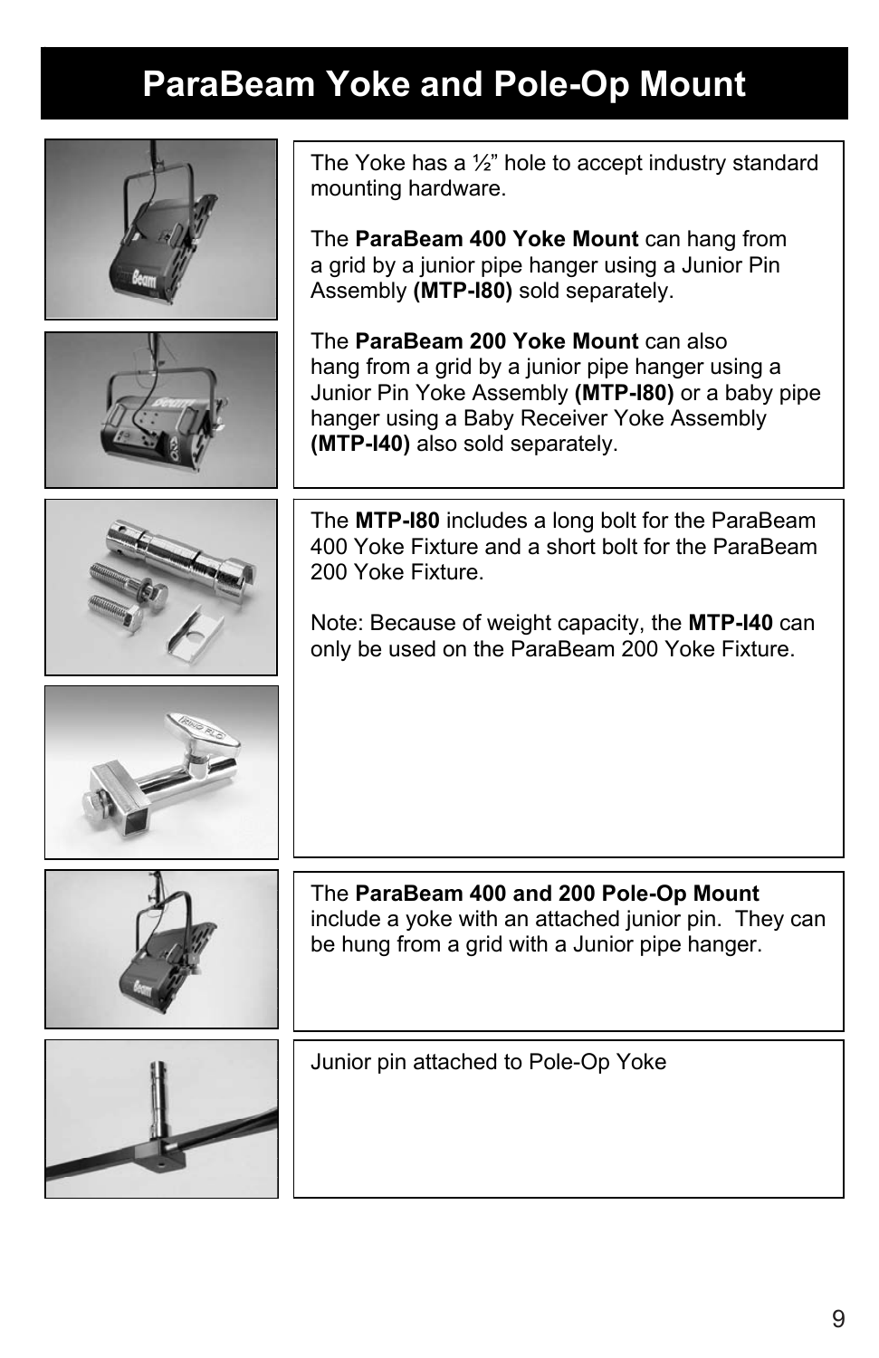# ParaBeam Yoke and Pole-Op Mount

The Yoke has a ½" hole to accept industry standard mounting hardware.

The **ParaBeam 400 Yoke Mount** can hang from a grid by a junior pipe hanger using a Junior Pin Assembly **(MTP-I80)** sold separately.

The **ParaBeam 200 Yoke Mount** can also hang from a grid by a junior pipe hanger using a Junior Pin Yoke Assembly **(MTP-I80)** or a baby pipe hanger using a Baby Receiver Yoke Assembly **(MTP-I40)** also sold separately.

The **MTP-I80** includes a long bolt for the ParaBeam 400 Yoke Fixture and a short bolt for the ParaBeam 200 Yoke Fixture.

Note: Because of weight capacity, the **MTP-I40** can only be used on the ParaBeam 200 Yoke Fixture.

The **ParaBeam 400 and 200 Pole-Op Mount** include a yoke with an attached junior pin. They can be hung from a grid with a Junior pipe hanger.

Junior pin attached to Pole-Op Yoke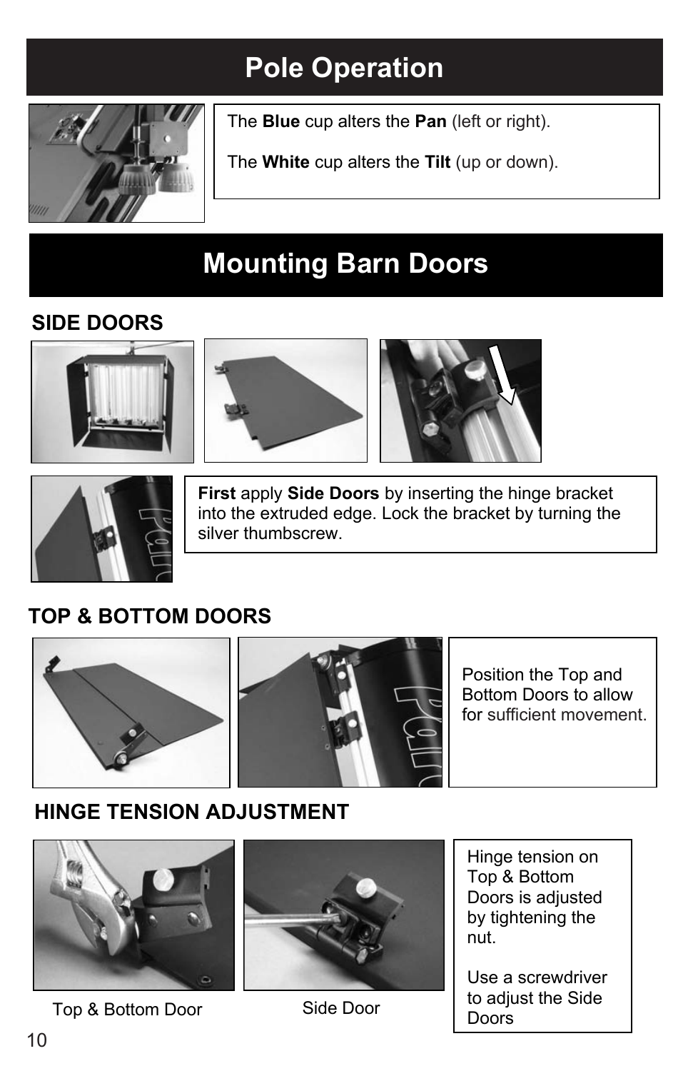# Pole Operation

The **Blue** cup alters the **Pan** (left or right).

The **White** cup alters the **Tilt** (up or down).

# Mounting Barn Doors

## SIDE DOORS

**First** apply **Side Doors** by inserting the hinge bracket into the extruded edge. Lock the bracket by turning the silver thumbscrew.

## TOP & BOTTOM DOORS

Position the Top and Bottom Doors to allow for sufficient movement.

## HINGE TENSION ADJUSTMENT

Top & Bottom Door

Side Door

Hinge tension on Top & Bottom Doors is adjusted by tightening the nut.

Use a screwdriver to adjust the Side Doors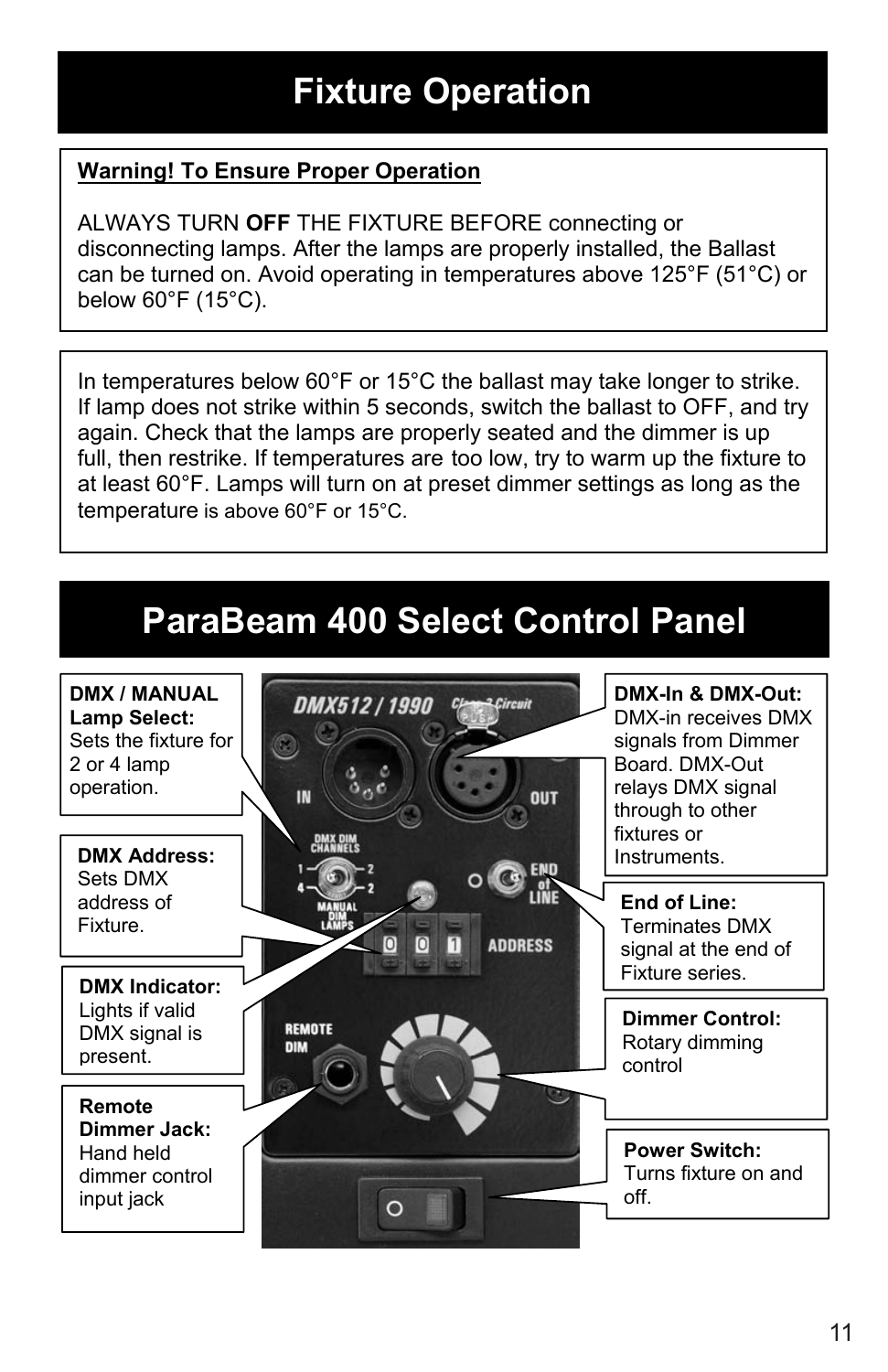# Fixture Operation

**Warning! To Ensure Proper Operation**

ALWAYS TURN **OFF** THE FIXTURE BEFORE connecting or disconnecting lamps. After the lamps are properly installed, the Ballast can be turned on. Avoid operating in temperatures above 125°F (51°C) or below 60°F (15°C).

In temperatures below 60°F or 15°C the ballast may take longer to strike. If lamp does not strike within 5 seconds, switch the ballast to OFF, and try again. Check that the lamps are properly seated and the dimmer is up full, then restrike. If temperatures are too low, try to warm up the fixture to at least 60°F. Lamps will turn on at preset dimmer settings as long as the temperature is above 60°F or 15°C.

# ParaBeam 400 Select Control Panel

**DMX / MANUAL Lamp Select:** Sets the fixture for 2 or 4 lamp operation.

**DMX Address:** Sets DMX address of Fixture.

**DMX Indicator:** Lights if valid DMX signal is present.

**Remote Dimmer Jack:** Hand held dimmer control input jack

**DMX-In & DMX-Out:** DMX-in receives DMX signals from Dimmer Board. DMX-Out relays DMX signal through to other fixtures or Instruments.

**End of Line:** Terminates DMX signal at the end of Fixture series.

**Dimmer Control:** Rotary dimming control

**Power Switch:** Turns fixture on and off.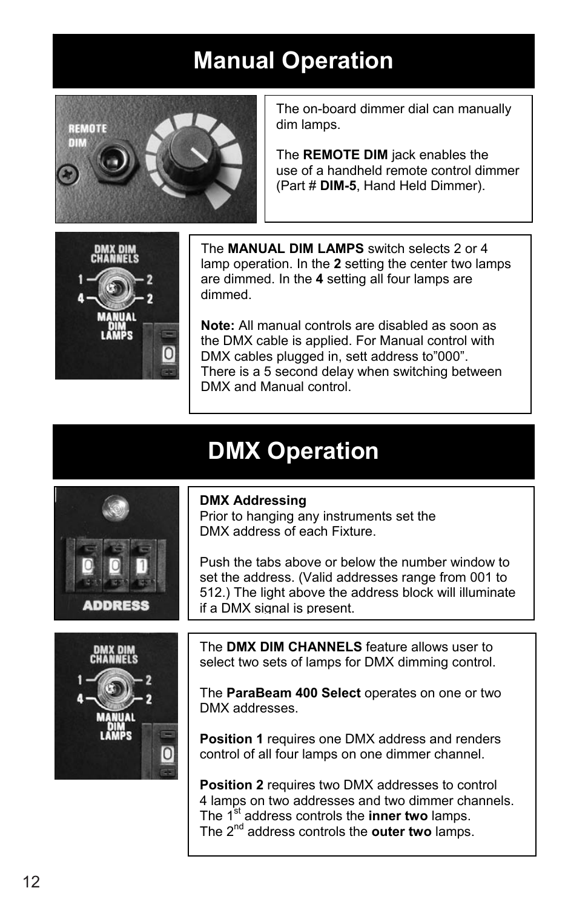# Manual Operation

The on-board dimmer dial can manually dim lamps.

The **REMOTE DIM** jack enables the use of a handheld remote control dimmer (Part # **DIM-5**, Hand Held Dimmer).

The **MANUAL DIM LAMPS** switch selects 2 or 4 lamp operation. In the **2** setting the center two lamps are dimmed. In the **4** setting all four lamps are dimmed.

**Note:** All manual controls are disabled as soon as the DMX cable is applied. For Manual control with DMX cables plugged in, sett address to"000". There is a 5 second delay when switching between DMX and Manual control.

# DMX Operation

**DMX Addressing**
Prior to hanging any instruments set the DMX address of each Fixture.

Push the tabs above or below the number window to set the address. (Valid addresses range from 001 to 512.) The light above the address block will illuminate if a DMX signal is present.

The **DMX DIM CHANNELS** feature allows user to select two sets of lamps for DMX dimming control.

The **ParaBeam 400 Select** operates on one or two DMX addresses.

**Position 1** requires one DMX address and renders control of all four lamps on one dimmer channel.

**Position 2** requires two DMX addresses to control 4 lamps on two addresses and two dimmer channels.
The 1st address controls the **inner two** lamps.
The 2nd address controls the **outer two** lamps.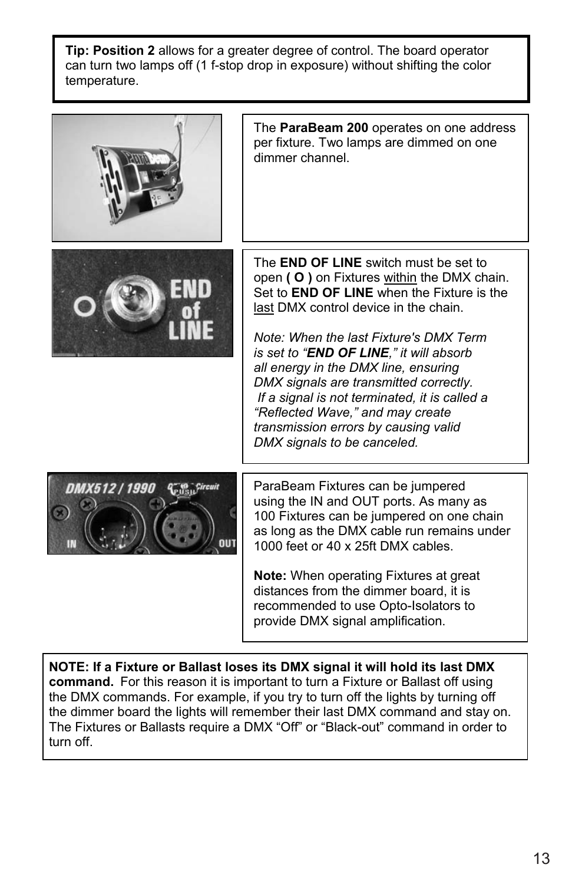**Tip: Position 2** allows for a greater degree of control. The board operator can turn two lamps off (1 f-stop drop in exposure) without shifting the color temperature.

The **ParaBeam 200** operates on one address per fixture. Two lamps are dimmed on one dimmer channel.

The **END OF LINE** switch must be set to open **( O )** on Fixtures within the DMX chain. Set to **END OF LINE** when the Fixture is the last DMX control device in the chain.

*Note: When the last Fixture's DMX Term is set to "**END OF LINE**," it will absorb all energy in the DMX line, ensuring DMX signals are transmitted correctly. If a signal is not terminated, it is called a "Reflected Wave," and may create transmission errors by causing valid DMX signals to be canceled.*

ParaBeam Fixtures can be jumpered using the IN and OUT ports. As many as 100 Fixtures can be jumpered on one chain as long as the DMX cable run remains under 1000 feet or 40 x 25ft DMX cables.

**Note:** When operating Fixtures at great distances from the dimmer board, it is recommended to use Opto-Isolators to provide DMX signal amplification.

**NOTE: If a Fixture or Ballast loses its DMX signal it will hold its last DMX command.** For this reason it is important to turn a Fixture or Ballast off using the DMX commands. For example, if you try to turn off the lights by turning off the dimmer board the lights will remember their last DMX command and stay on. The Fixtures or Ballasts require a DMX "Off" or "Black-out" command in order to turn off.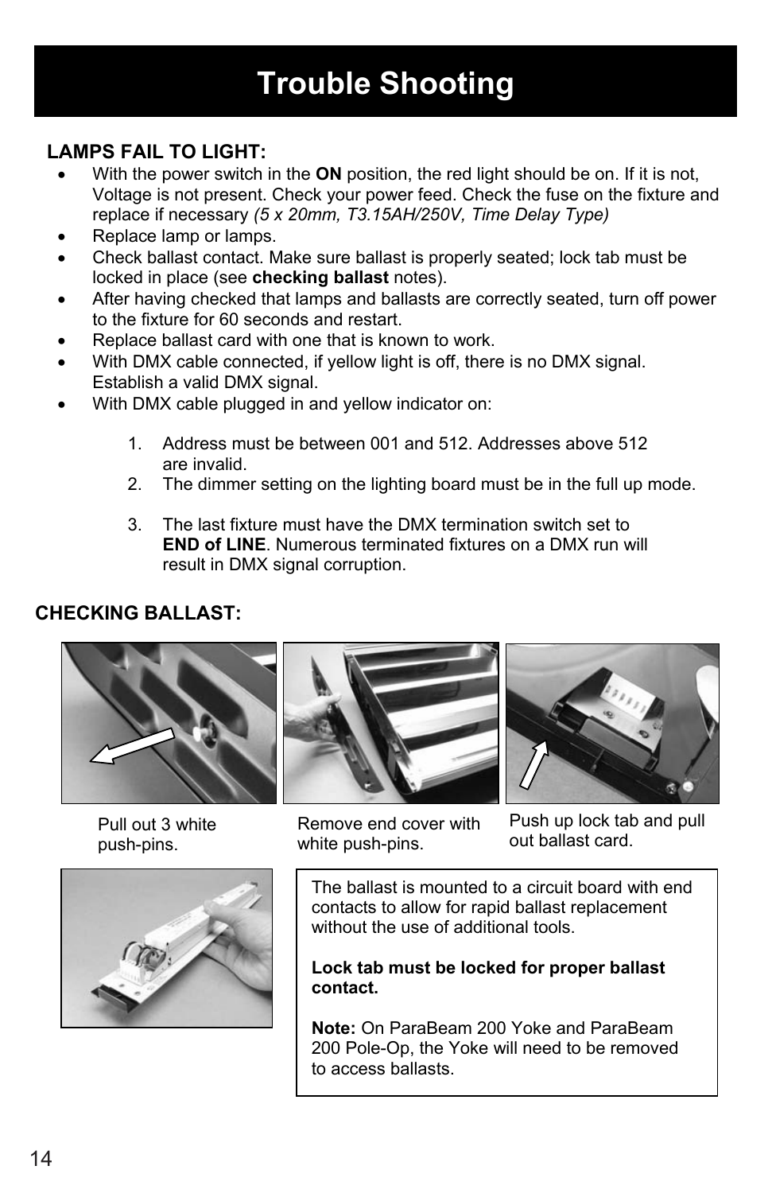# Trouble Shooting

**LAMPS FAIL TO LIGHT:**

- With the power switch in the **ON** position, the red light should be on. If it is not, Voltage is not present. Check your power feed. Check the fuse on the fixture and replace if necessary *(5 x 20mm, T3.15AH/250V, Time Delay Type)*
- Replace lamp or lamps.
- Check ballast contact. Make sure ballast is properly seated; lock tab must be locked in place (see **checking ballast** notes).
- After having checked that lamps and ballasts are correctly seated, turn off power to the fixture for 60 seconds and restart.
- Replace ballast card with one that is known to work.
- With DMX cable connected, if yellow light is off, there is no DMX signal. Establish a valid DMX signal.
- With DMX cable plugged in and yellow indicator on:

  1. Address must be between 001 and 512. Addresses above 512 are invalid.
  2. The dimmer setting on the lighting board must be in the full up mode.
  3. The last fixture must have the DMX termination switch set to **END of LINE**. Numerous terminated fixtures on a DMX run will result in DMX signal corruption.

**CHECKING BALLAST:**

Pull out 3 white push-pins.

Remove end cover with white push-pins.

Push up lock tab and pull out ballast card.

The ballast is mounted to a circuit board with end contacts to allow for rapid ballast replacement without the use of additional tools.

**Lock tab must be locked for proper ballast contact.**

**Note:** On ParaBeam 200 Yoke and ParaBeam 200 Pole-Op, the Yoke will need to be removed to access ballasts.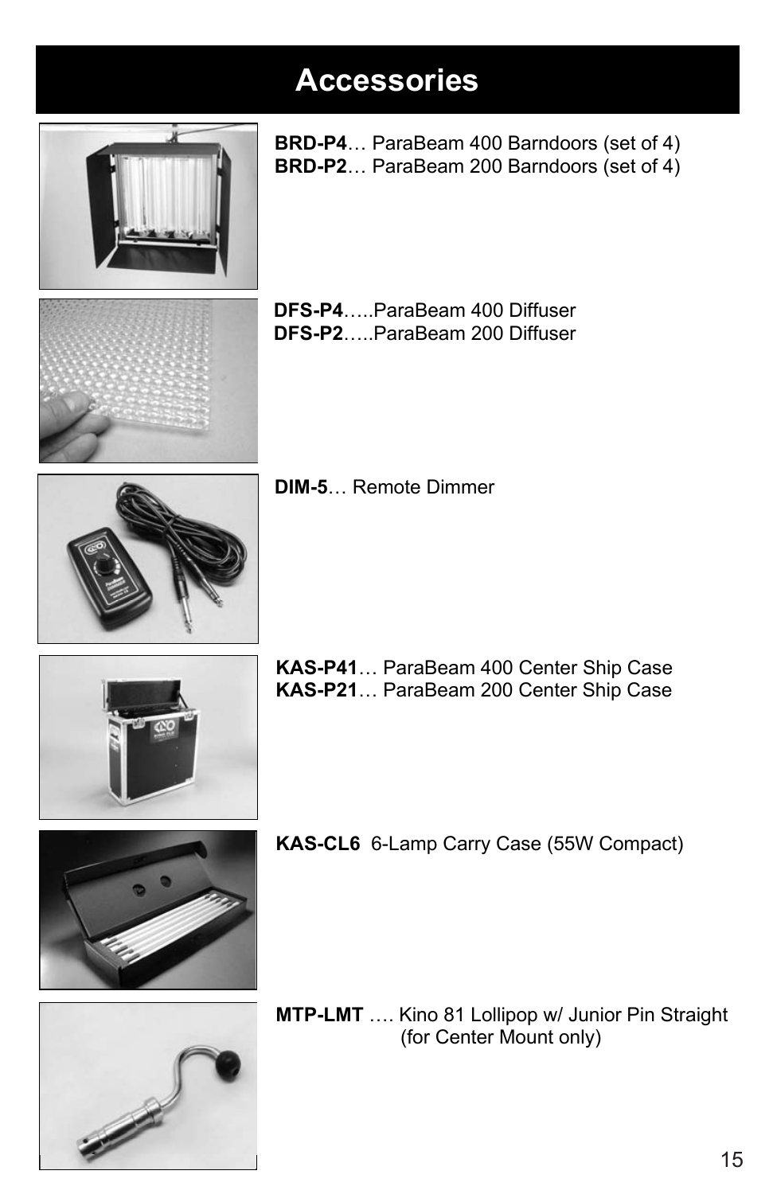# Accessories

**BRD-P4**… ParaBeam 400 Barndoors (set of 4)
**BRD-P2**… ParaBeam 200 Barndoors (set of 4)

**DFS-P4**…..ParaBeam 400 Diffuser
**DFS-P2**…..ParaBeam 200 Diffuser

**DIM-5**… Remote Dimmer

**KAS-P41**… ParaBeam 400 Center Ship Case
**KAS-P21**… ParaBeam 200 Center Ship Case

**KAS-CL6** 6-Lamp Carry Case (55W Compact)

**MTP-LMT** …. Kino 81 Lollipop w/ Junior Pin Straight (for Center Mount only)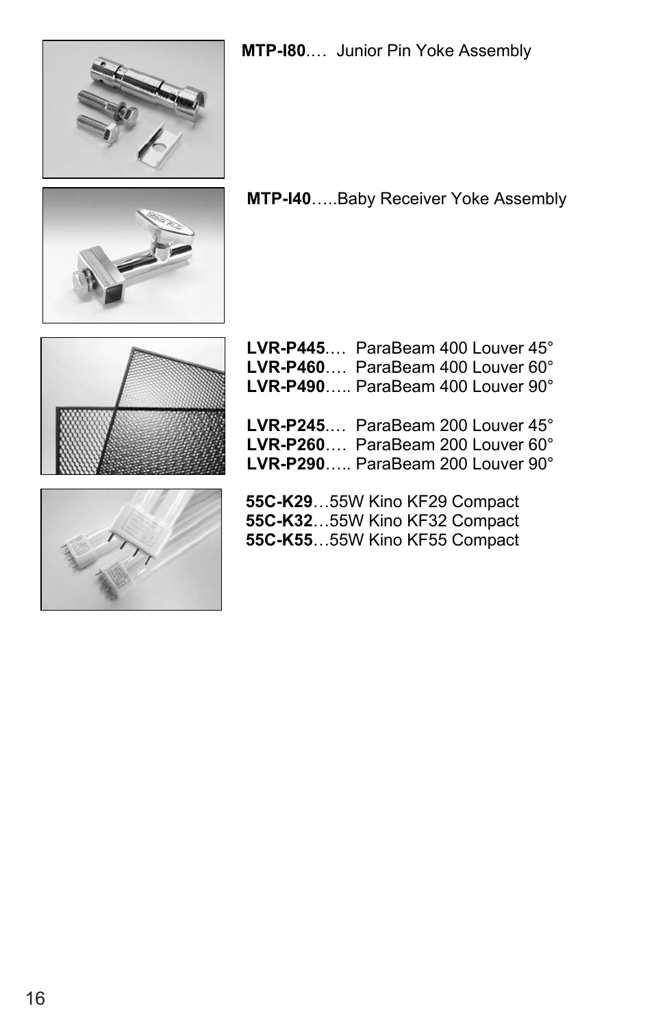**MTP-I80**….  Junior Pin Yoke Assembly

**MTP-I40**…..Baby Receiver Yoke Assembly

**LVR-P445**….  ParaBeam 400 Louver 45°
**LVR-P460**….  ParaBeam 400 Louver 60°
**LVR-P490**….. ParaBeam 400 Louver 90°

**LVR-P245**….  ParaBeam 200 Louver 45°
**LVR-P260**….  ParaBeam 200 Louver 60°
**LVR-P290**….. ParaBeam 200 Louver 90°

**55C-K29**…55W Kino KF29 Compact
**55C-K32**…55W Kino KF32 Compact
**55C-K55**…55W Kino KF55 Compact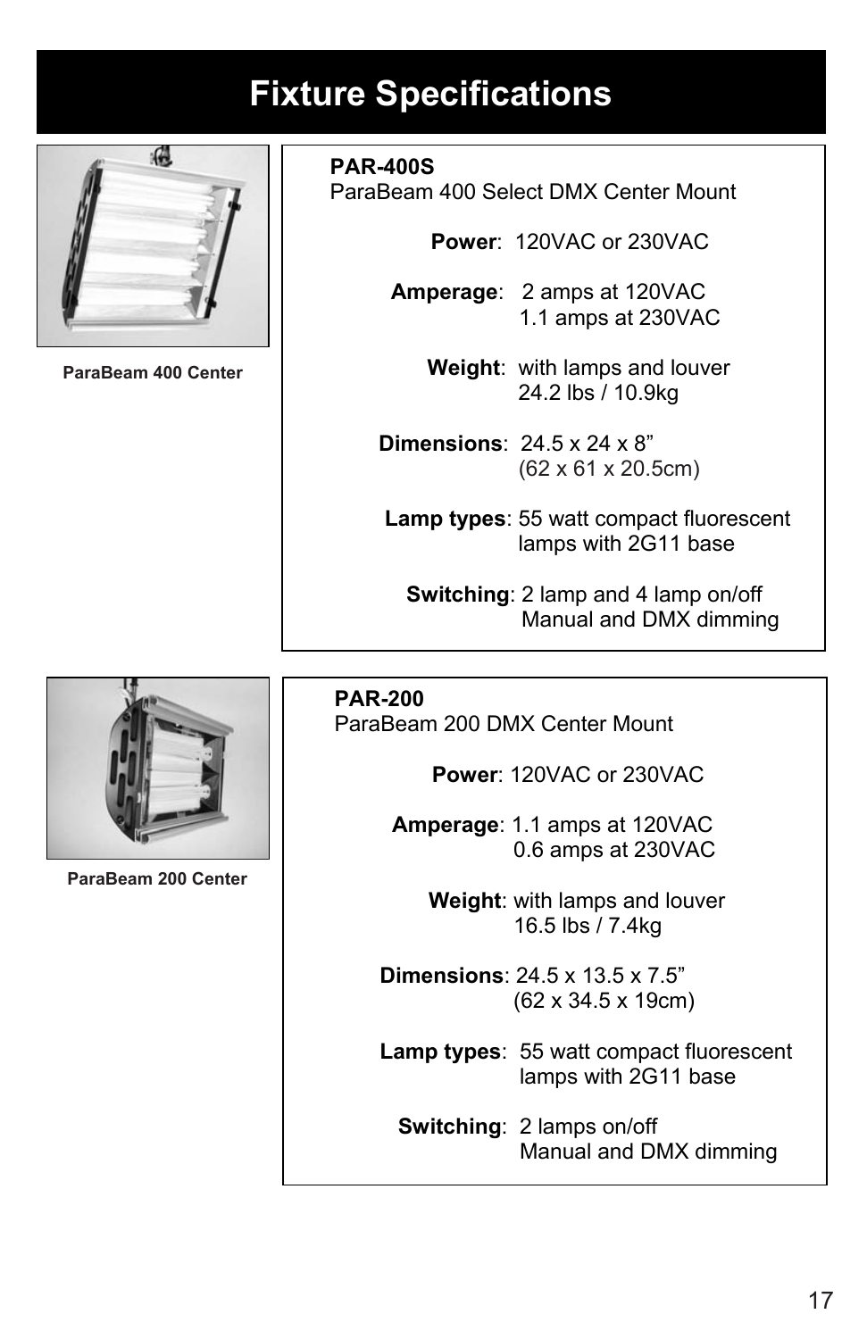# Fixture Specifications

ParaBeam 400 Center

**PAR-400S**
ParaBeam 400 Select DMX Center Mount

**Power**: 120VAC or 230VAC

**Amperage**: 2 amps at 120VAC
1.1 amps at 230VAC

**Weight**: with lamps and louver
24.2 lbs / 10.9kg

**Dimensions**: 24.5 x 24 x 8”
(62 x 61 x 20.5cm)

**Lamp types**: 55 watt compact fluorescent lamps with 2G11 base

**Switching**: 2 lamp and 4 lamp on/off
Manual and DMX dimming

ParaBeam 200 Center

**PAR-200**
ParaBeam 200 DMX Center Mount

**Power**: 120VAC or 230VAC

**Amperage**: 1.1 amps at 120VAC
0.6 amps at 230VAC

**Weight**: with lamps and louver
16.5 lbs / 7.4kg

**Dimensions**: 24.5 x 13.5 x 7.5”
(62 x 34.5 x 19cm)

**Lamp types**: 55 watt compact fluorescent lamps with 2G11 base

**Switching**: 2 lamps on/off
Manual and DMX dimming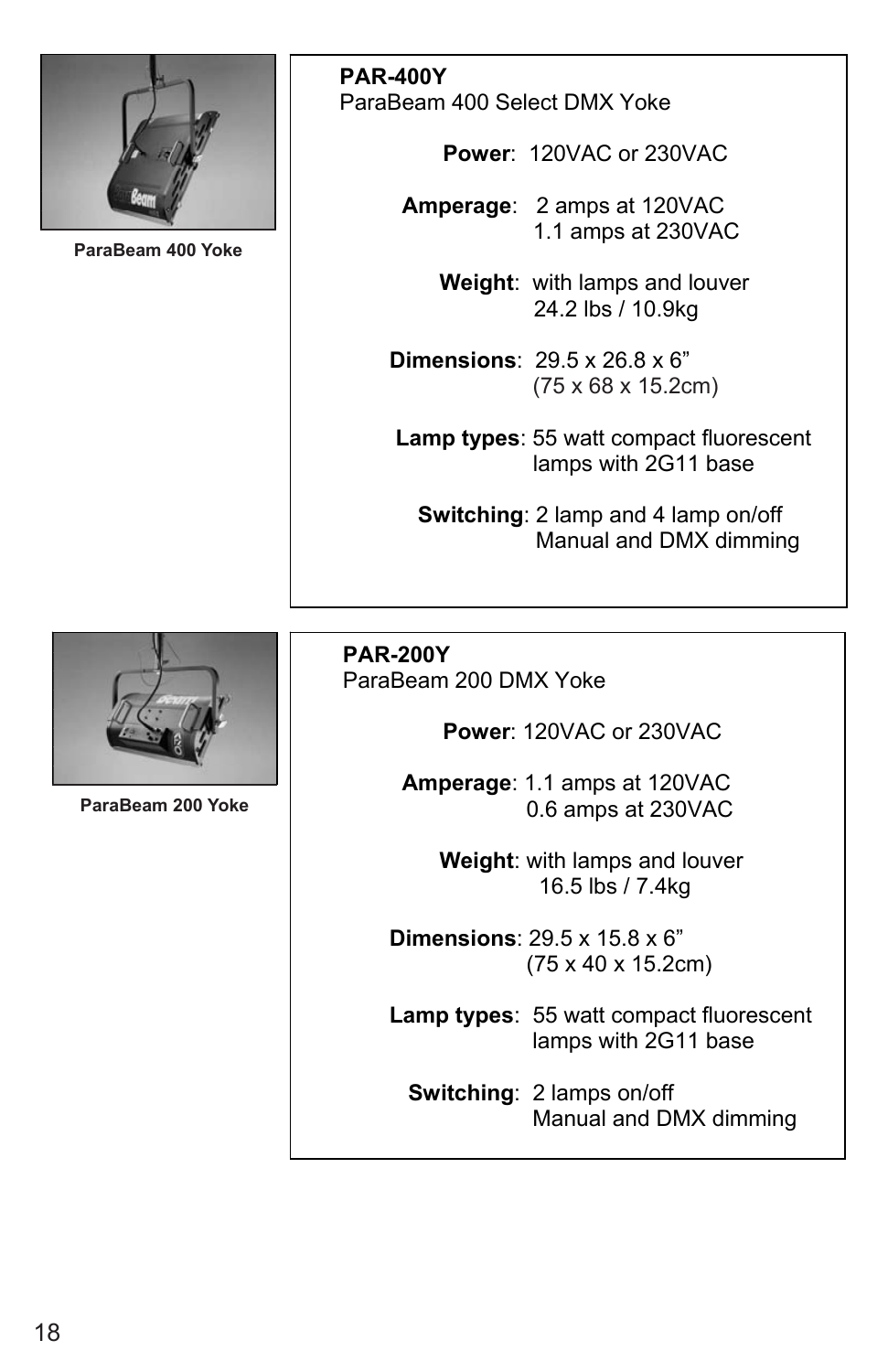ParaBeam 400 Yoke

**PAR-400Y**
ParaBeam 400 Select DMX Yoke

**Power**: 120VAC or 230VAC

**Amperage**: 2 amps at 120VAC
1.1 amps at 230VAC

**Weight**: with lamps and louver
24.2 lbs / 10.9kg

**Dimensions**: 29.5 x 26.8 x 6”
(75 x 68 x 15.2cm)

**Lamp types**: 55 watt compact fluorescent lamps with 2G11 base

**Switching**: 2 lamp and 4 lamp on/off
Manual and DMX dimming

ParaBeam 200 Yoke

**PAR-200Y**
ParaBeam 200 DMX Yoke

**Power**: 120VAC or 230VAC

**Amperage**: 1.1 amps at 120VAC
0.6 amps at 230VAC

**Weight**: with lamps and louver
16.5 lbs / 7.4kg

**Dimensions**: 29.5 x 15.8 x 6”
(75 x 40 x 15.2cm)

**Lamp types**: 55 watt compact fluorescent lamps with 2G11 base

**Switching**: 2 lamps on/off
Manual and DMX dimming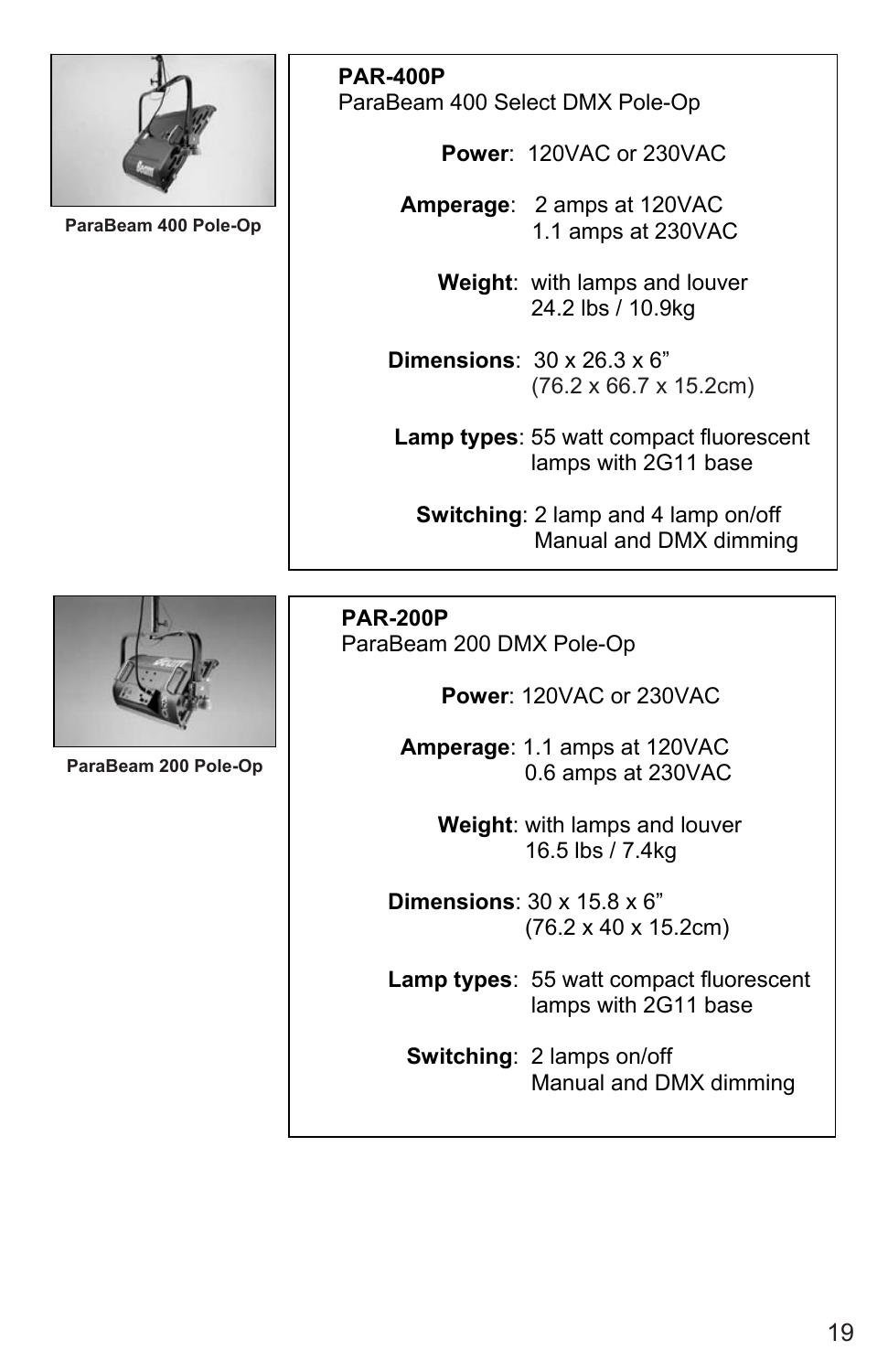ParaBeam 400 Pole-Op

**PAR-400P**
ParaBeam 400 Select DMX Pole-Op

**Power**: 120VAC or 230VAC

**Amperage**: 2 amps at 120VAC
1.1 amps at 230VAC

**Weight**: with lamps and louver
24.2 lbs / 10.9kg

**Dimensions**: 30 x 26.3 x 6”
(76.2 x 66.7 x 15.2cm)

**Lamp types**: 55 watt compact fluorescent lamps with 2G11 base

**Switching**: 2 lamp and 4 lamp on/off
Manual and DMX dimming

ParaBeam 200 Pole-Op

**PAR-200P**
ParaBeam 200 DMX Pole-Op

**Power**: 120VAC or 230VAC

**Amperage**: 1.1 amps at 120VAC
0.6 amps at 230VAC

**Weight**: with lamps and louver
16.5 lbs / 7.4kg

**Dimensions**: 30 x 15.8 x 6”
(76.2 x 40 x 15.2cm)

**Lamp types**: 55 watt compact fluorescent lamps with 2G11 base

**Switching**: 2 lamps on/off
Manual and DMX dimming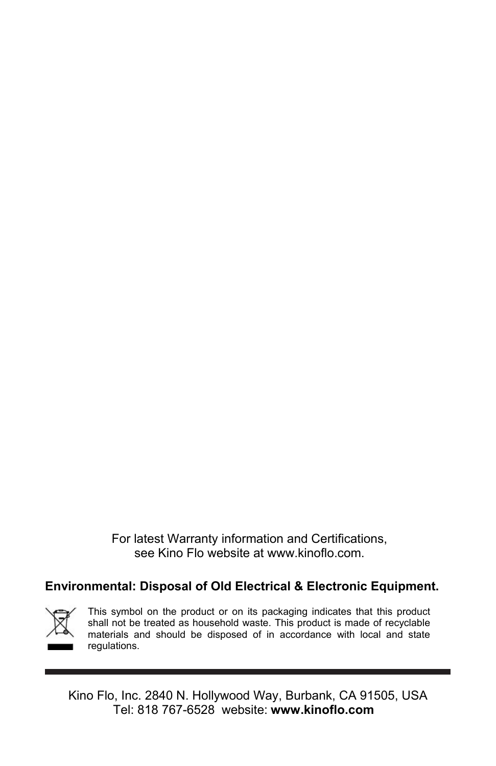For latest Warranty information and Certifications,
see Kino Flo website at www.kinoflo.com.

**Environmental: Disposal of Old Electrical & Electronic Equipment.**

This symbol on the product or on its packaging indicates that this product shall not be treated as household waste. This product is made of recyclable materials and should be disposed of in accordance with local and state regulations.

---

Kino Flo, Inc. 2840 N. Hollywood Way, Burbank, CA 91505, USA
Tel: 818 767-6528 website: **www.kinoflo.com**